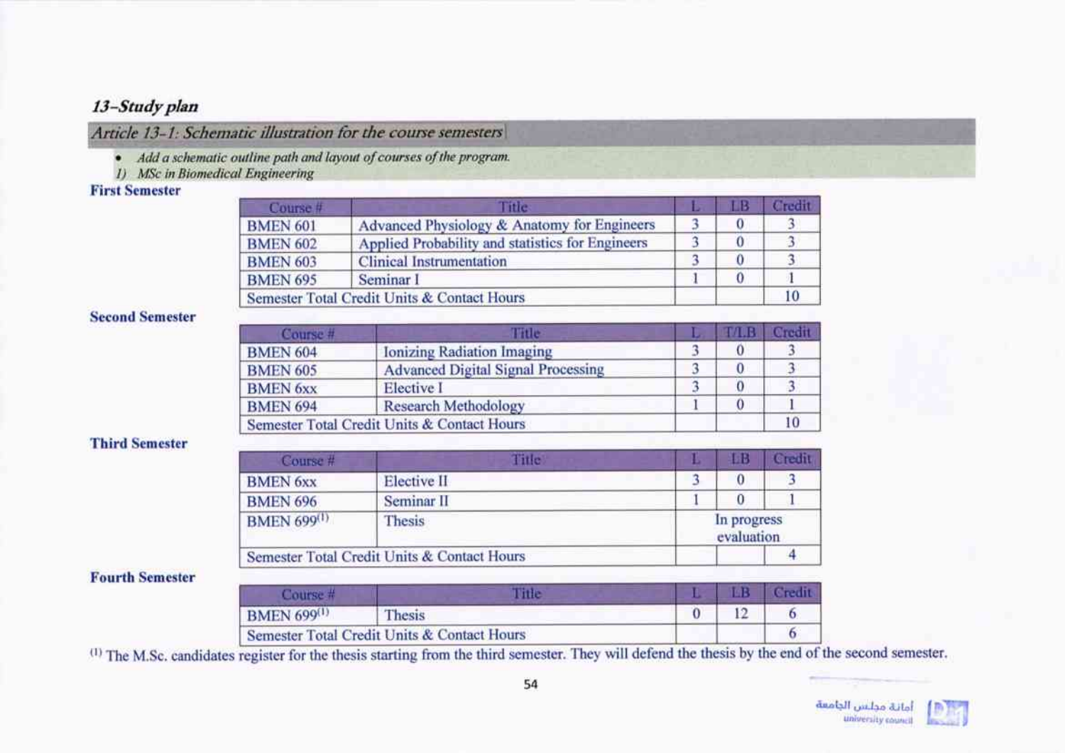## *13–Study plan*

### *Article 13-1: Schematic illustration for the course semesters*

- *Add a schematic outline path and layout of courses of the program.*

*1) MSc in Biomedical Engineering*

**First Semester**

| Course # | Title | L | LB | Credit |
|---|---|---|---|---|
| BMEN 601 | Advanced Physiology & Anatomy for Engineers | 3 | 0 | 3 |
| BMEN 602 | Applied Probability and statistics for Engineers | 3 | 0 | 3 |
| BMEN 603 | Clinical Instrumentation | 3 | 0 | 3 |
| BMEN 695 | Seminar I | 1 | 0 | 1 |
| Semester Total Credit Units & Contact Hours | | | | 10 |

**Second Semester**

| Course # | Title | L | T/LB | Credit |
|---|---|---|---|---|
| BMEN 604 | Ionizing Radiation Imaging | 3 | 0 | 3 |
| BMEN 605 | Advanced Digital Signal Processing | 3 | 0 | 3 |
| BMEN 6xx | Elective I | 3 | 0 | 3 |
| BMEN 694 | Research Methodology | 1 | 0 | 1 |
| Semester Total Credit Units & Contact Hours | | | | 10 |

**Third Semester**

| Course # | Title | L | LB | Credit |
|---|---|---|---|---|
| BMEN 6xx | Elective II | 3 | 0 | 3 |
| BMEN 696 | Seminar II | 1 | 0 | 1 |
| BMEN 699[1] | Thesis | In progress evaluation | | |
| Semester Total Credit Units & Contact Hours | | | | 4 |

**Fourth Semester**

| Course # | Title | L | LB | Credit |
|---|---|---|---|---|
| BMEN 699[1] | Thesis | 0 | 12 | 6 |
| Semester Total Credit Units & Contact Hours | | | | 6 |

[1] The M.Sc. candidates register for the thesis starting from the third semester. They will defend the thesis by the end of the second semester.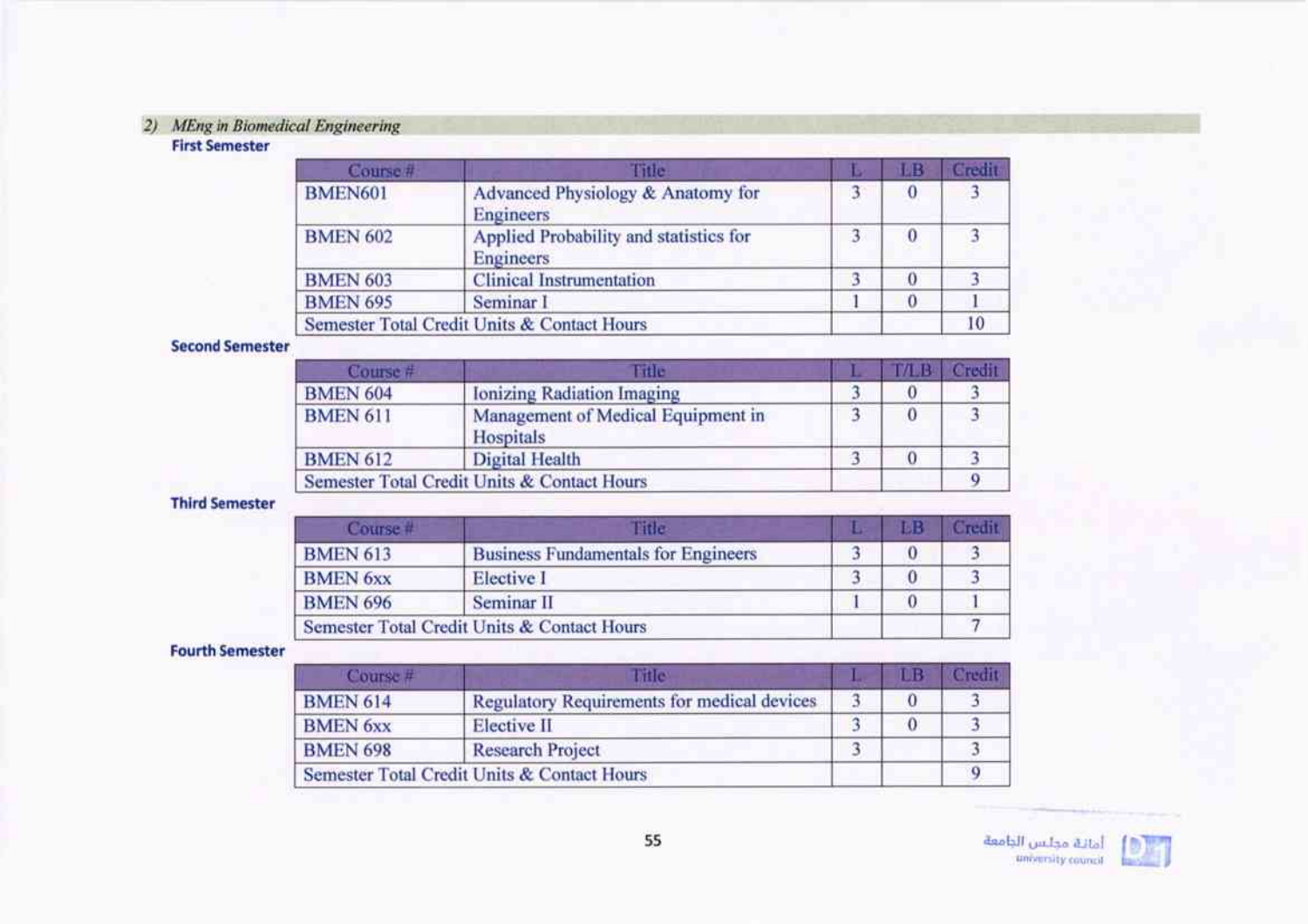## 2) *MEng in Biomedical Engineering*

**First Semester**

| Course # | Title | L | LB | Credit |
|---|---|---|---|---|
| BMEN601 | Advanced Physiology & Anatomy for Engineers | 3 | 0 | 3 |
| BMEN 602 | Applied Probability and statistics for Engineers | 3 | 0 | 3 |
| BMEN 603 | Clinical Instrumentation | 3 | 0 | 3 |
| BMEN 695 | Seminar I | 1 | 0 | 1 |
| Semester Total Credit Units & Contact Hours | | | | 10 |

**Second Semester**

| Course # | Title | L | T/LB | Credit |
|---|---|---|---|---|
| BMEN 604 | Ionizing Radiation Imaging | 3 | 0 | 3 |
| BMEN 611 | Management of Medical Equipment in Hospitals | 3 | 0 | 3 |
| BMEN 612 | Digital Health | 3 | 0 | 3 |
| Semester Total Credit Units & Contact Hours | | | | 9 |

**Third Semester**

| Course # | Title | L | LB | Credit |
|---|---|---|---|---|
| BMEN 613 | Business Fundamentals for Engineers | 3 | 0 | 3 |
| BMEN 6xx | Elective I | 3 | 0 | 3 |
| BMEN 696 | Seminar II | 1 | 0 | 1 |
| Semester Total Credit Units & Contact Hours | | | | 7 |

**Fourth Semester**

| Course # | Title | L | LB | Credit |
|---|---|---|---|---|
| BMEN 614 | Regulatory Requirements for medical devices | 3 | 0 | 3 |
| BMEN 6xx | Elective II | 3 | 0 | 3 |
| BMEN 698 | Research Project | 3 | | 3 |
| Semester Total Credit Units & Contact Hours | | | | 9 |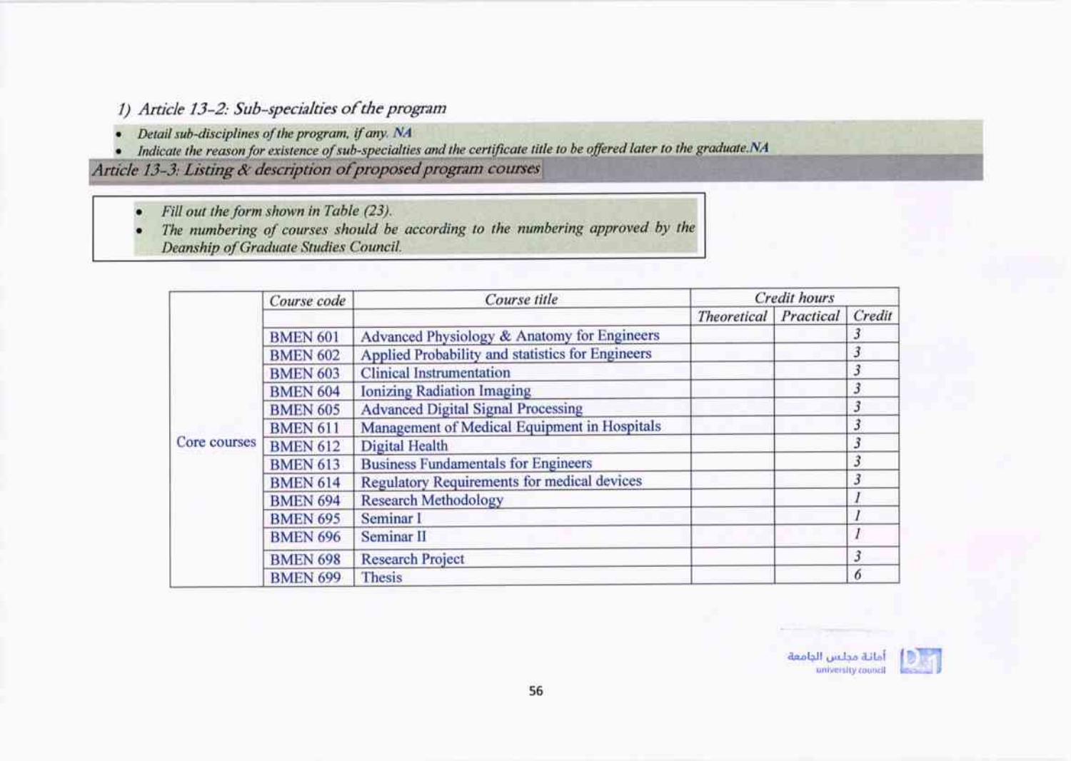### *1) Article 13-2: Sub-specialties of the program*

- *Detail sub-disciplines of the program, if any.* NA
- *Indicate the reason for existence of sub-specialties and the certificate title to be offered later to the graduate.* NA

### *Article 13-3: Listing & description of proposed program courses*

- *Fill out the form shown in Table (23).*
- *The numbering of courses should be according to the numbering approved by the Deanship of Graduate Studies Council.*

| | *Course code* | *Course title* | *Credit hours* | | |
|---|---|---|---|---|---|
| | | | *Theoretical* | *Practical* | *Credit* |
| Core courses | BMEN 601 | Advanced Physiology & Anatomy for Engineers | | | *3* |
| | BMEN 602 | Applied Probability and statistics for Engineers | | | *3* |
| | BMEN 603 | Clinical Instrumentation | | | *3* |
| | BMEN 604 | Ionizing Radiation Imaging | | | *3* |
| | BMEN 605 | Advanced Digital Signal Processing | | | *3* |
| | BMEN 611 | Management of Medical Equipment in Hospitals | | | *3* |
| | BMEN 612 | Digital Health | | | *3* |
| | BMEN 613 | Business Fundamentals for Engineers | | | *3* |
| | BMEN 614 | Regulatory Requirements for medical devices | | | *3* |
| | BMEN 694 | Research Methodology | | | *1* |
| | BMEN 695 | Seminar I | | | *1* |
| | BMEN 696 | Seminar II | | | *1* |
| | BMEN 698 | Research Project | | | *3* |
| | BMEN 699 | Thesis | | | *6* |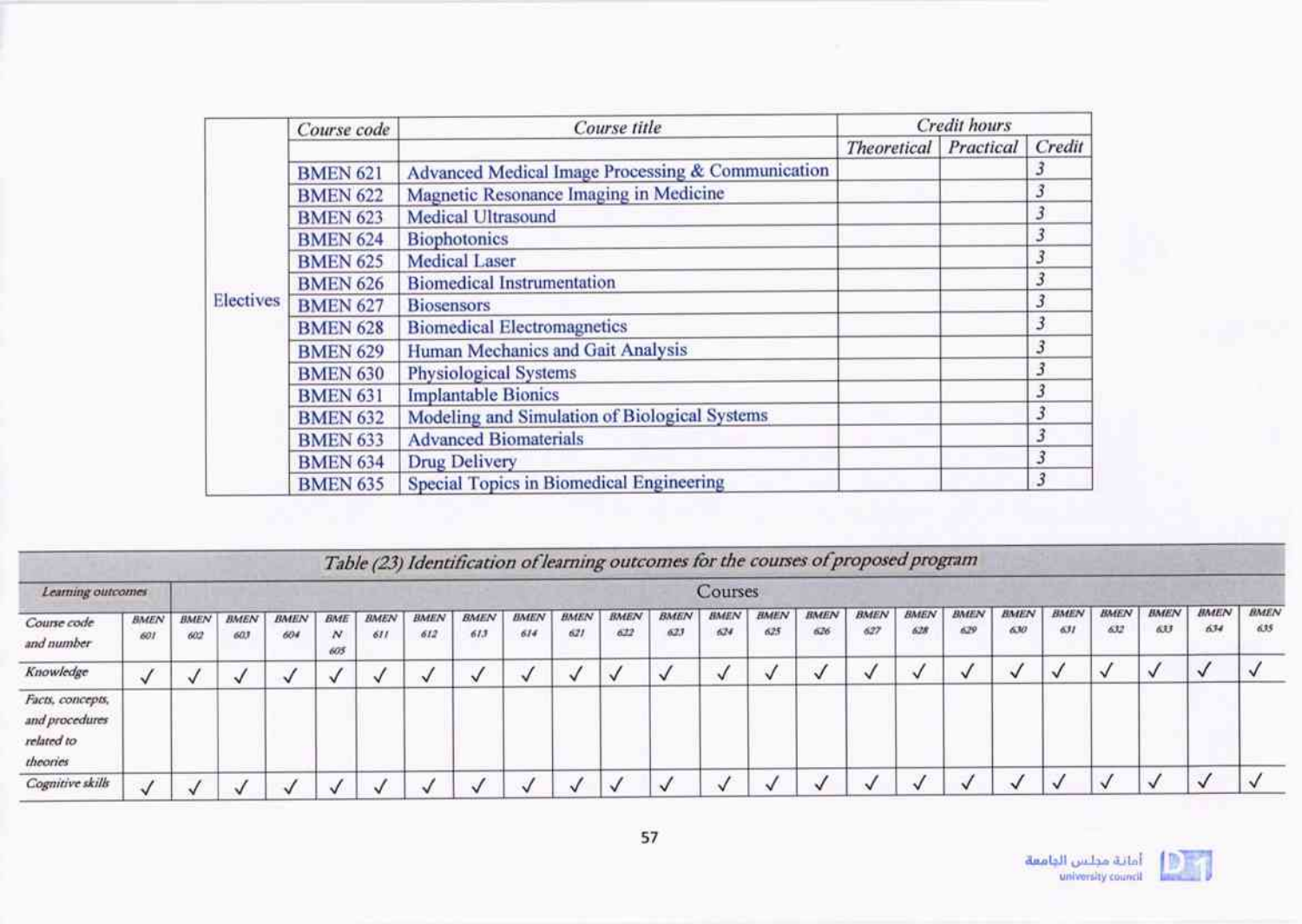| | Course code | Course title | Credit hours | | |
|---|---|---|---|---|---|
| | | | Theoretical | Practical | Credit |
| Electives | BMEN 621 | Advanced Medical Image Processing & Communication | | | 3 |
| | BMEN 622 | Magnetic Resonance Imaging in Medicine | | | 3 |
| | BMEN 623 | Medical Ultrasound | | | 3 |
| | BMEN 624 | Biophotonics | | | 3 |
| | BMEN 625 | Medical Laser | | | 3 |
| | BMEN 626 | Biomedical Instrumentation | | | 3 |
| | BMEN 627 | Biosensors | | | 3 |
| | BMEN 628 | Biomedical Electromagnetics | | | 3 |
| | BMEN 629 | Human Mechanics and Gait Analysis | | | 3 |
| | BMEN 630 | Physiological Systems | | | 3 |
| | BMEN 631 | Implantable Bionics | | | 3 |
| | BMEN 632 | Modeling and Simulation of Biological Systems | | | 3 |
| | BMEN 633 | Advanced Biomaterials | | | 3 |
| | BMEN 634 | Drug Delivery | | | 3 |
| | BMEN 635 | Special Topics in Biomedical Engineering | | | 3 |

*Table (23) Identification of learning outcomes for the courses of proposed program*

| Learning outcomes | Courses | | | | | | | | | | | | | | | | | | | | | | | |
|---|---|---|---|---|---|---|---|---|---|---|---|---|---|---|---|---|---|---|---|---|---|---|---|---|
| Course code and number | BMEN 601 | BMEN 602 | BMEN 603 | BMEN 604 | BMEN 605 | BMEN 611 | BMEN 612 | BMEN 613 | BMEN 614 | BMEN 621 | BMEN 622 | BMEN 623 | BMEN 624 | BMEN 625 | BMEN 626 | BMEN 627 | BMEN 628 | BMEN 629 | BMEN 630 | BMEN 631 | BMEN 632 | BMEN 633 | BMEN 634 | BMEN 635 |
| Knowledge | √ | √ | √ | √ | √ | √ | √ | √ | √ | √ | √ | √ | √ | √ | √ | √ | √ | √ | √ | √ | √ | √ | √ | √ |
| Facts, concepts, and procedures related to theories | | | | | | | | | | | | | | | | | | | | | | | | |
| Cognitive skills | √ | √ | √ | √ | √ | √ | √ | √ | √ | √ | √ | √ | √ | √ | √ | √ | √ | √ | √ | √ | √ | √ | √ | √ |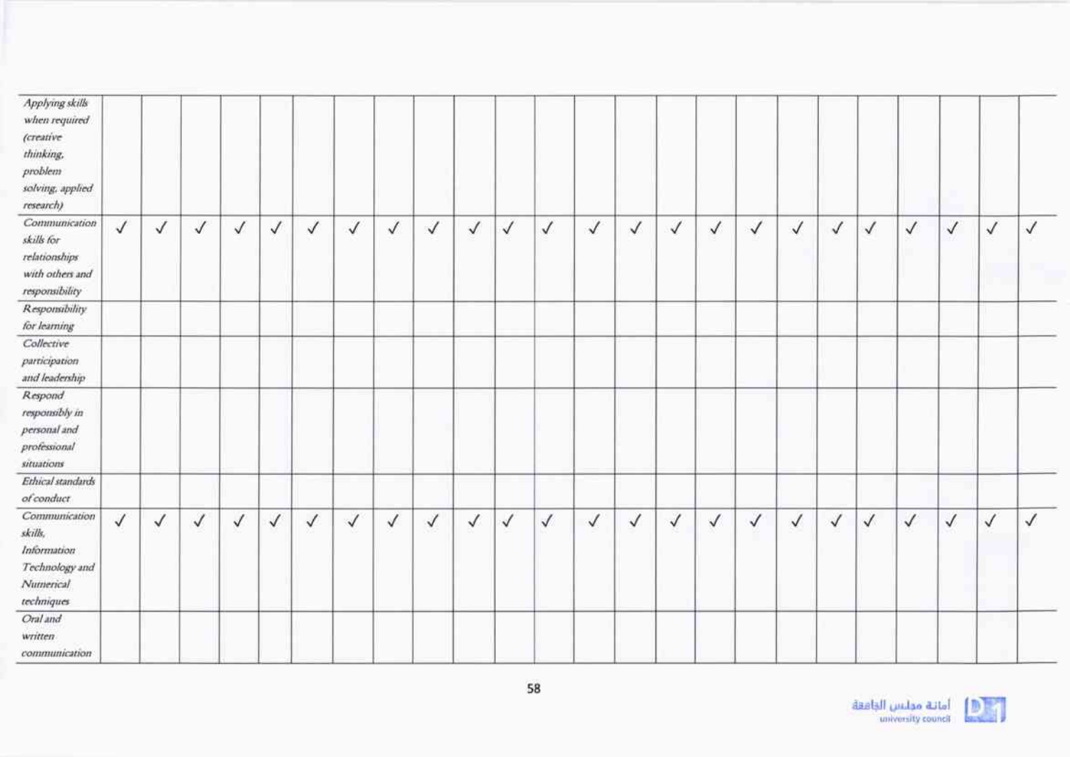| *Applying skills when required (creative thinking, problem solving, applied research)* | | | | | | | | | | | | | | | | | | | | | | | | |
|---|---|---|---|---|---|---|---|---|---|---|---|---|---|---|---|---|---|---|---|---|---|---|---|---|
| *Communication skills for relationships with others and responsibility* | ✓ | ✓ | ✓ | ✓ | ✓ | ✓ | ✓ | ✓ | ✓ | ✓ | ✓ | ✓ | ✓ | ✓ | ✓ | ✓ | ✓ | ✓ | ✓ | ✓ | ✓ | ✓ | ✓ | ✓ |
| *Responsibility for learning* | | | | | | | | | | | | | | | | | | | | | | | | |
| *Collective participation and leadership* | | | | | | | | | | | | | | | | | | | | | | | | |
| *Respond responsibly in personal and professional situations* | | | | | | | | | | | | | | | | | | | | | | | | |
| *Ethical standards of conduct* | | | | | | | | | | | | | | | | | | | | | | | | |
| *Communication skills, Information Technology and Numerical techniques* | ✓ | ✓ | ✓ | ✓ | ✓ | ✓ | ✓ | ✓ | ✓ | ✓ | ✓ | ✓ | ✓ | ✓ | ✓ | ✓ | ✓ | ✓ | ✓ | ✓ | ✓ | ✓ | ✓ | ✓ |
| *Oral and written communication* | | | | | | | | | | | | | | | | | | | | | | | | |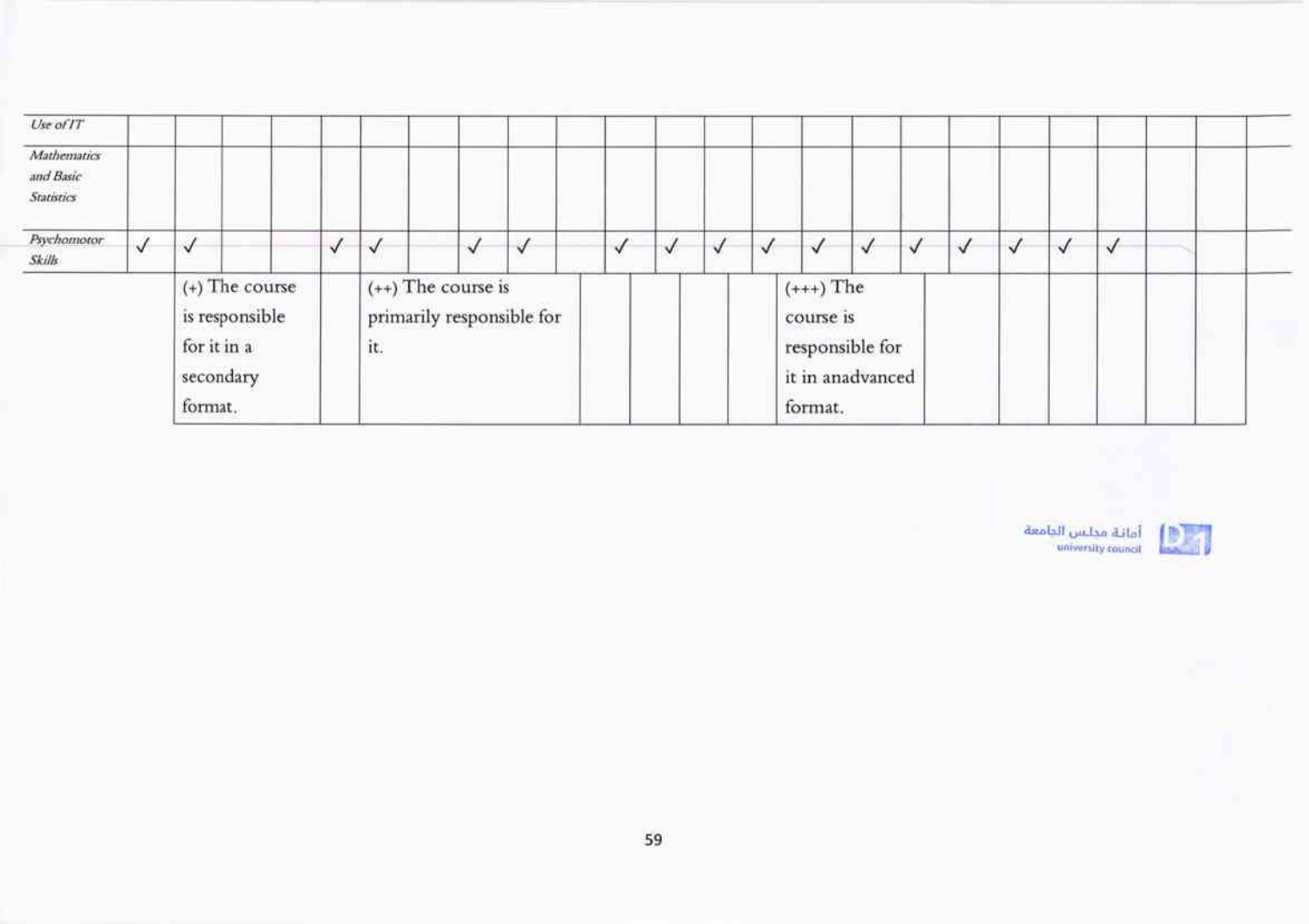| | | | | | | | | | | | | | | | | | | | | | | | | |
|---|---|---|---|---|---|---|---|---|---|---|---|---|---|---|---|---|---|---|---|---|---|---|---|---|
| *Use of IT* | | | | | | | | | | | | | | | | | | | | | | | | |
| *Mathematics and Basic Statistics* | | | | | | | | | | | | | | | | | | | | | | | | |
| *Psychomotor Skills* | ✓ | ✓ | | | ✓ | ✓ | | ✓ | ✓ | | ✓ | ✓ | ✓ | ✓ | ✓ | ✓ | ✓ | ✓ | ✓ | ✓ | ✓ | | | |

| (+) The course is responsible for it in a secondary format. | | (++) The course is primarily responsible for it. | | | | | (+++) The course is responsible for it in anadvanced format. | | | | | |
|---|---|---|---|---|---|---|---|---|---|---|---|---|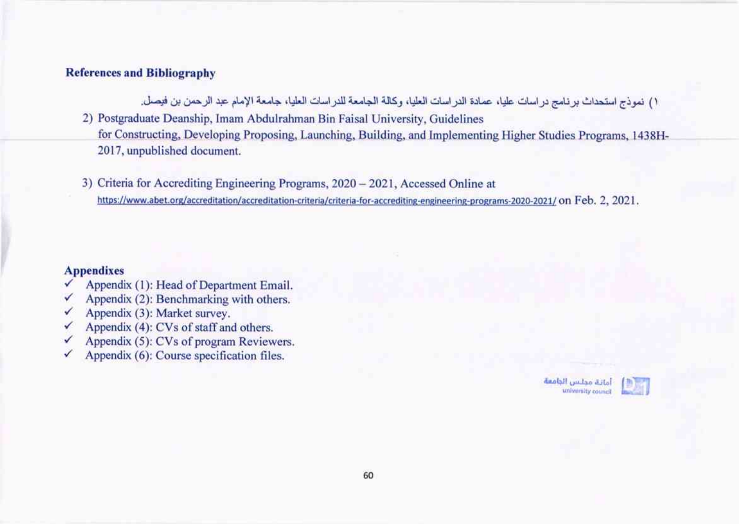**References and Bibliography**

١) نموذج استحداث برنامج دراسات عليا، عمادة الدراسات العليا، وكالة الجامعة للدراسات العليا، جامعة الإمام عبد الرحمن بن فيصل.

2) Postgraduate Deanship, Imam Abdulrahman Bin Faisal University, Guidelines for Constructing, Developing Proposing, Launching, Building, and Implementing Higher Studies Programs, 1438H-2017, unpublished document.

3) Criteria for Accrediting Engineering Programs, 2020 – 2021, Accessed Online at https://www.abet.org/accreditation/accreditation-criteria/criteria-for-accrediting-engineering-programs-2020-2021/ on Feb. 2, 2021.

**Appendixes**

- ✓ Appendix (1): Head of Department Email.
- ✓ Appendix (2): Benchmarking with others.
- ✓ Appendix (3): Market survey.
- ✓ Appendix (4): CVs of staff and others.
- ✓ Appendix (5): CVs of program Reviewers.
- ✓ Appendix (6): Course specification files.

أمانة مجلس الجامعة
university council